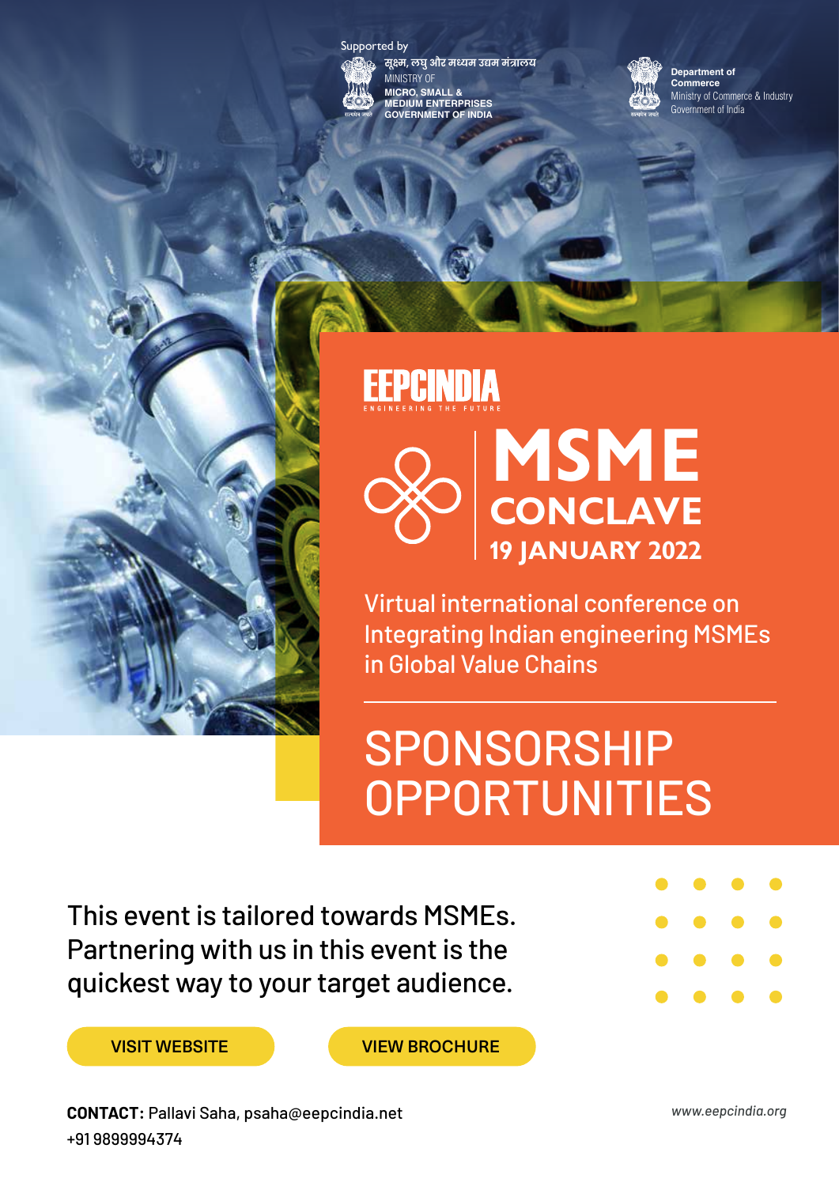Supported by

सूक्ष्म, लघु और मध्यम उद्यम मंत्रालय
MINISTRY OF
MICRO, SMALL & MEDIUM ENTERPRISES
GOVERNMENT OF INDIA

Department of Commerce
Ministry of Commerce & Industry
Government of India

EEPCINDIA
ENGINEERING THE FUTURE

# MSME CONCLAVE

## 19 JANUARY 2022

Virtual international conference on Integrating Indian engineering MSMEs in Global Value Chains

# SPONSORSHIP OPPORTUNITIES

This event is tailored towards MSMEs. Partnering with us in this event is the quickest way to your target audience.

VISIT WEBSITE

VIEW BROCHURE

**CONTACT:** Pallavi Saha, psaha@eepcindia.net
+91 9899994374

*www.eepcindia.org*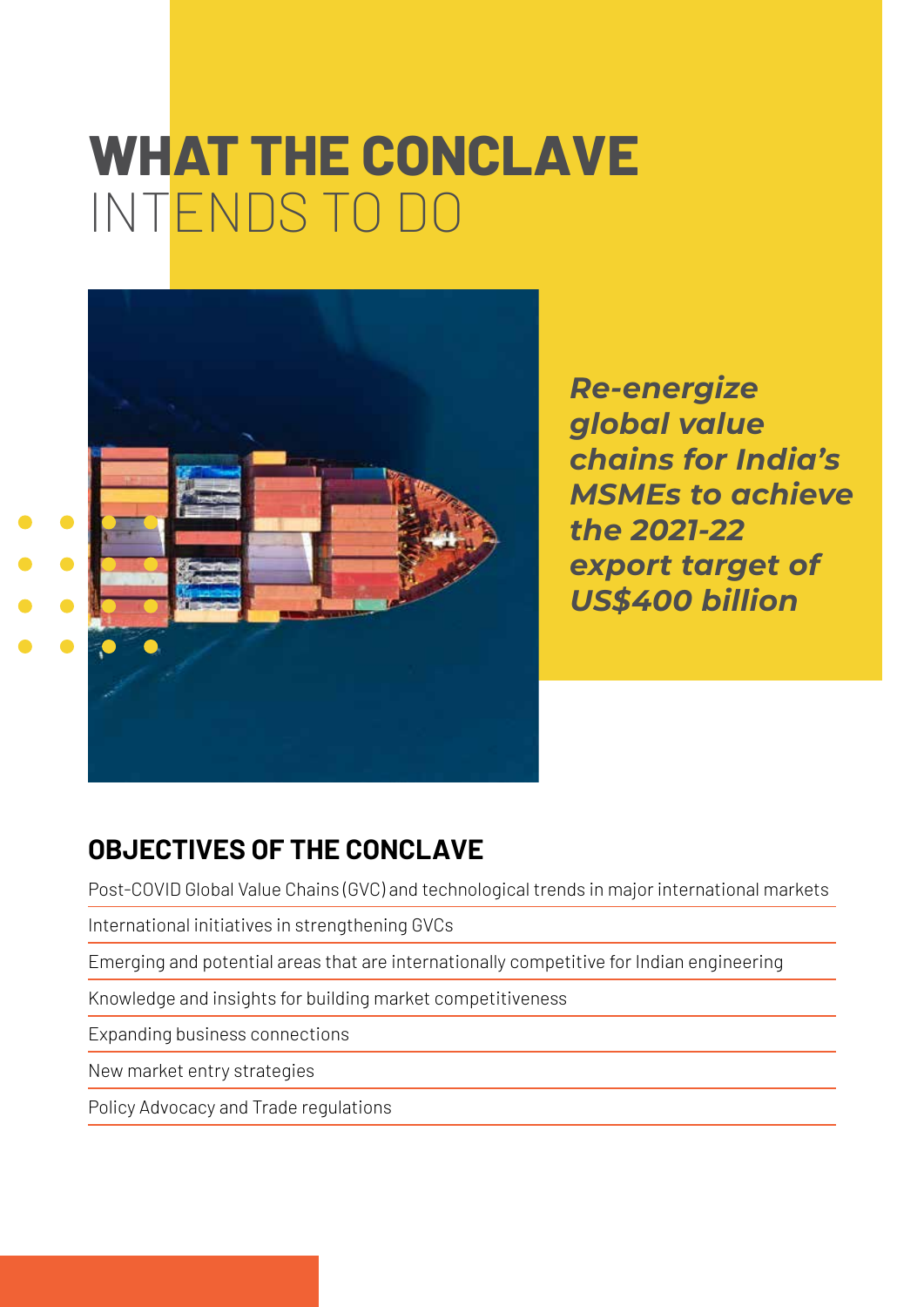# WHAT THE CONCLAVE INTENDS TO DO

***Re-energize global value chains for India's MSMEs to achieve the 2021-22 export target of US$400 billion***

## OBJECTIVES OF THE CONCLAVE

- Post-COVID Global Value Chains (GVC) and technological trends in major international markets
- International initiatives in strengthening GVCs
- Emerging and potential areas that are internationally competitive for Indian engineering
- Knowledge and insights for building market competitiveness
- Expanding business connections
- New market entry strategies
- Policy Advocacy and Trade regulations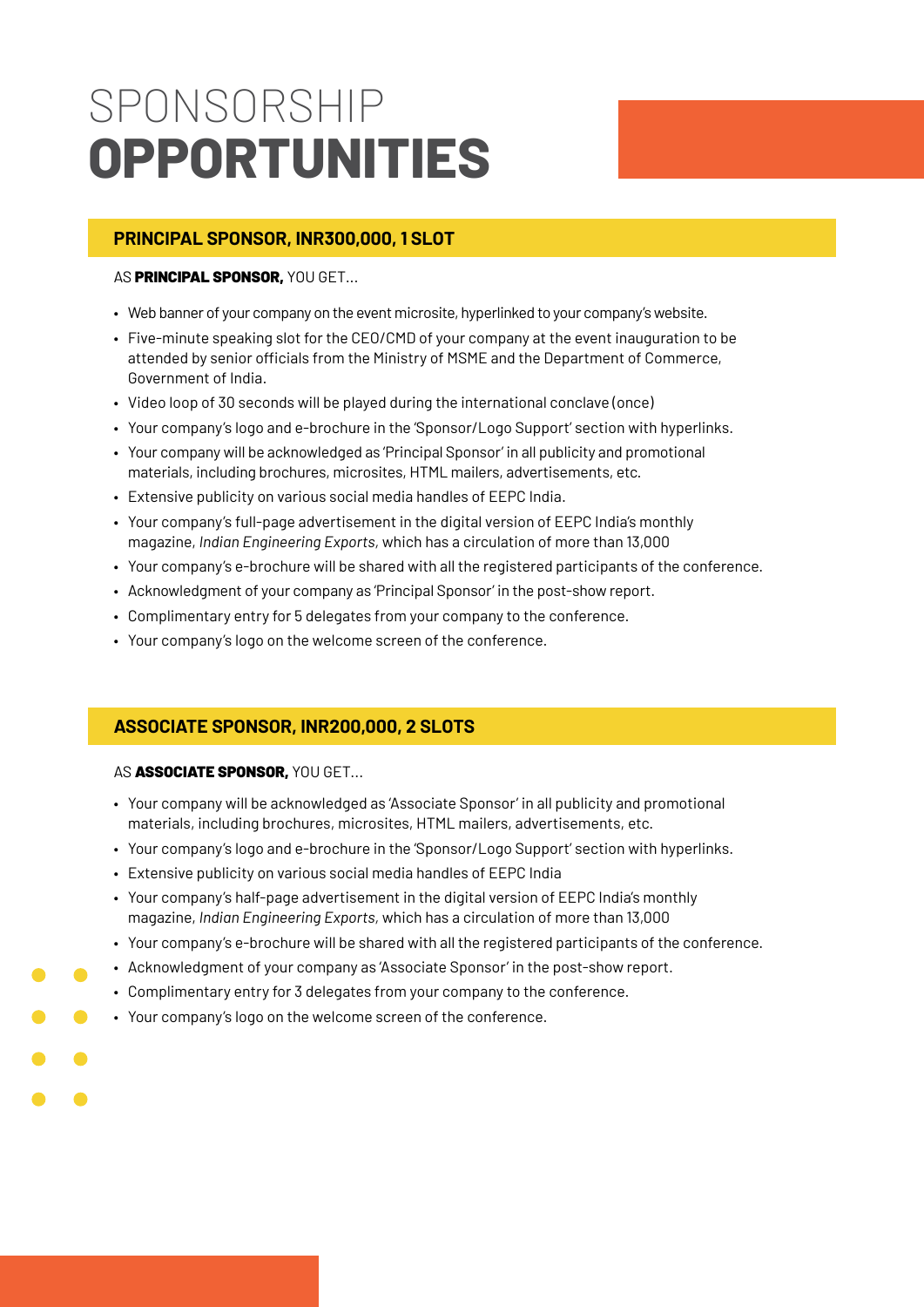# SPONSORSHIP **OPPORTUNITIES**

## PRINCIPAL SPONSOR, INR300,000, 1 SLOT

AS **PRINCIPAL SPONSOR,** YOU GET...

- Web banner of your company on the event microsite, hyperlinked to your company's website.
- Five-minute speaking slot for the CEO/CMD of your company at the event inauguration to be attended by senior officials from the Ministry of MSME and the Department of Commerce, Government of India.
- Video loop of 30 seconds will be played during the international conclave (once)
- Your company's logo and e-brochure in the 'Sponsor/Logo Support' section with hyperlinks.
- Your company will be acknowledged as 'Principal Sponsor' in all publicity and promotional materials, including brochures, microsites, HTML mailers, advertisements, etc.
- Extensive publicity on various social media handles of EEPC India.
- Your company's full-page advertisement in the digital version of EEPC India's monthly magazine, *Indian Engineering Exports*, which has a circulation of more than 13,000
- Your company's e-brochure will be shared with all the registered participants of the conference.
- Acknowledgment of your company as 'Principal Sponsor' in the post-show report.
- Complimentary entry for 5 delegates from your company to the conference.
- Your company's logo on the welcome screen of the conference.

## ASSOCIATE SPONSOR, INR200,000, 2 SLOTS

AS **ASSOCIATE SPONSOR,** YOU GET...

- Your company will be acknowledged as 'Associate Sponsor' in all publicity and promotional materials, including brochures, microsites, HTML mailers, advertisements, etc.
- Your company's logo and e-brochure in the 'Sponsor/Logo Support' section with hyperlinks.
- Extensive publicity on various social media handles of EEPC India
- Your company's half-page advertisement in the digital version of EEPC India's monthly magazine, *Indian Engineering Exports*, which has a circulation of more than 13,000
- Your company's e-brochure will be shared with all the registered participants of the conference.
- Acknowledgment of your company as 'Associate Sponsor' in the post-show report.
- Complimentary entry for 3 delegates from your company to the conference.
- Your company's logo on the welcome screen of the conference.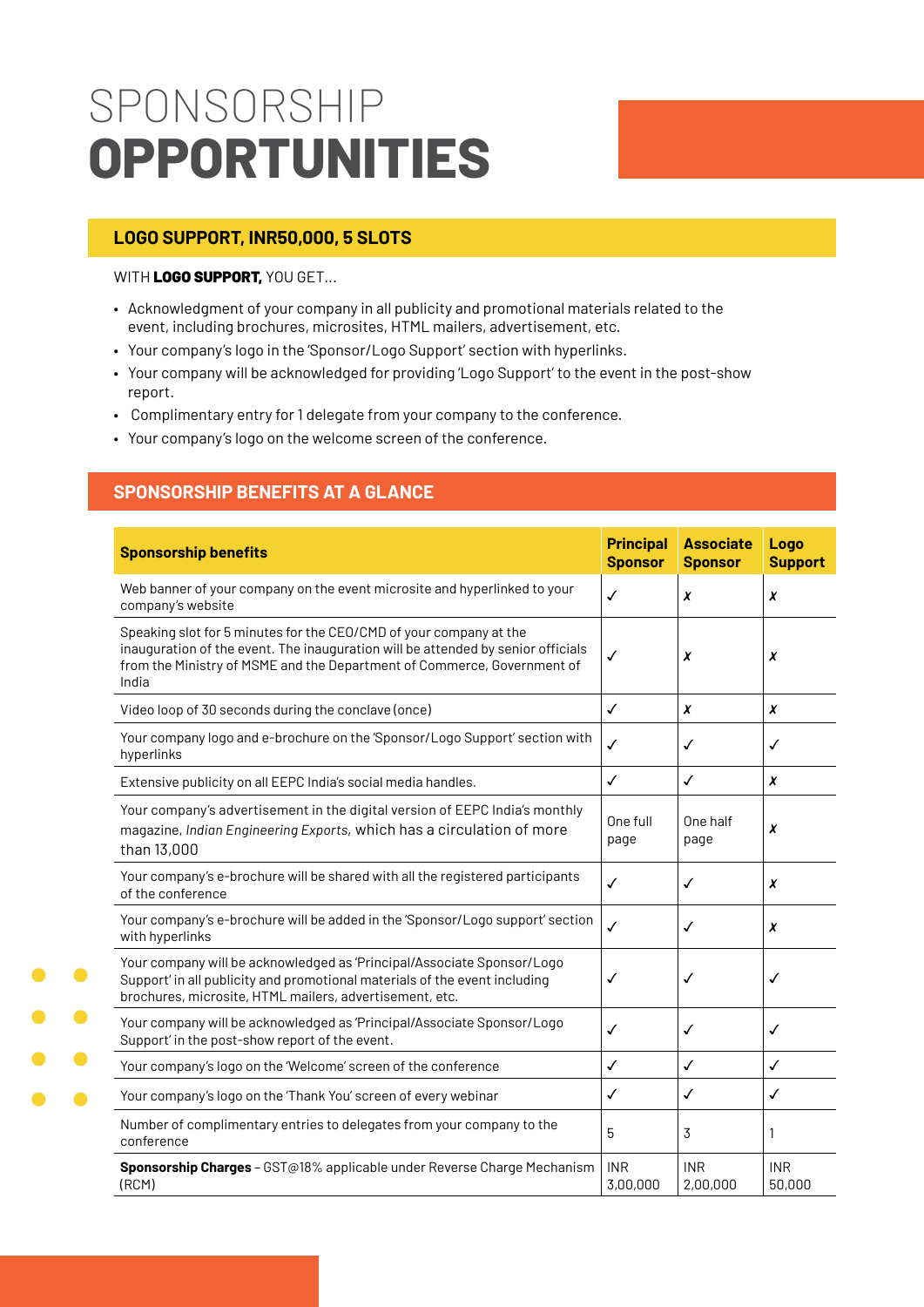# SPONSORSHIP **OPPORTUNITIES**

## LOGO SUPPORT, INR50,000, 5 SLOTS

WITH **LOGO SUPPORT,** YOU GET...

- Acknowledgment of your company in all publicity and promotional materials related to the event, including brochures, microsites, HTML mailers, advertisement, etc.
- Your company's logo in the 'Sponsor/Logo Support' section with hyperlinks.
- Your company will be acknowledged for providing 'Logo Support' to the event in the post-show report.
- Complimentary entry for 1 delegate from your company to the conference.
- Your company's logo on the welcome screen of the conference.

## SPONSORSHIP BENEFITS AT A GLANCE

| Sponsorship benefits | Principal Sponsor | Associate Sponsor | Logo Support |
|---|---|---|---|
| Web banner of your company on the event microsite and hyperlinked to your company's website | ✓ | ✗ | ✗ |
| Speaking slot for 5 minutes for the CEO/CMD of your company at the inauguration of the event. The inauguration will be attended by senior officials from the Ministry of MSME and the Department of Commerce, Government of India | ✓ | ✗ | ✗ |
| Video loop of 30 seconds during the conclave (once) | ✓ | ✗ | ✗ |
| Your company logo and e-brochure on the 'Sponsor/Logo Support' section with hyperlinks | ✓ | ✓ | ✓ |
| Extensive publicity on all EEPC India's social media handles. | ✓ | ✓ | ✗ |
| Your company's advertisement in the digital version of EEPC India's monthly magazine, *Indian Engineering Exports*, which has a circulation of more than 13,000 | One full page | One half page | ✗ |
| Your company's e-brochure will be shared with all the registered participants of the conference | ✓ | ✓ | ✗ |
| Your company's e-brochure will be added in the 'Sponsor/Logo support' section with hyperlinks | ✓ | ✓ | ✗ |
| Your company will be acknowledged as 'Principal/Associate Sponsor/Logo Support' in all publicity and promotional materials of the event including brochures, microsite, HTML mailers, advertisement, etc. | ✓ | ✓ | ✓ |
| Your company will be acknowledged as 'Principal/Associate Sponsor/Logo Support' in the post-show report of the event. | ✓ | ✓ | ✓ |
| Your company's logo on the 'Welcome' screen of the conference | ✓ | ✓ | ✓ |
| Your company's logo on the 'Thank You' screen of every webinar | ✓ | ✓ | ✓ |
| Number of complimentary entries to delegates from your company to the conference | 5 | 3 | 1 |
| **Sponsorship Charges** – GST@18% applicable under Reverse Charge Mechanism (RCM) | INR 3,00,000 | INR 2,00,000 | INR 50,000 |